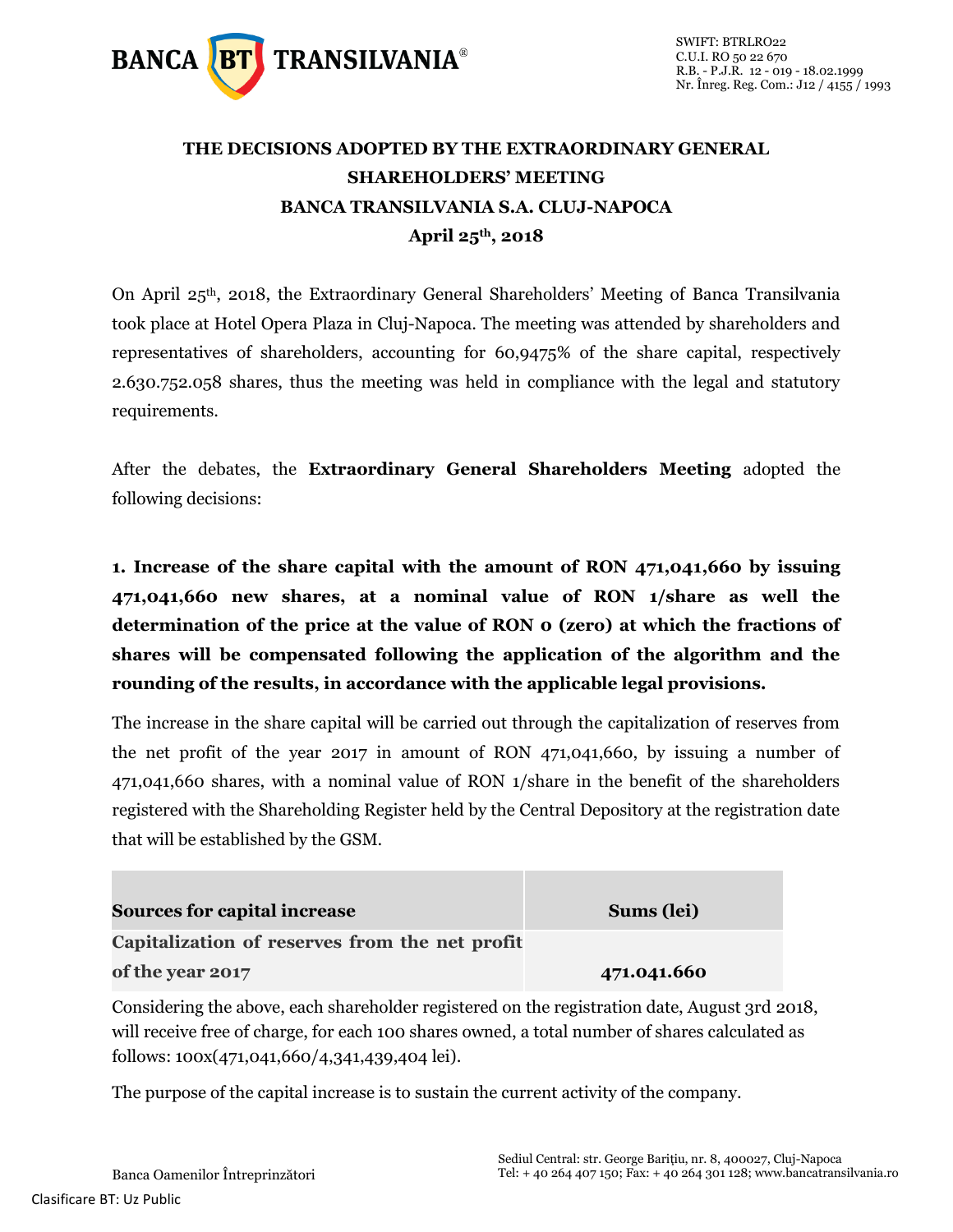BANCA BT TRANSILVANIA®

SWIFT: BTRLRO22
C.U.I. RO 50 22 670
R.B. - P.J.R. 12 - 019 - 18.02.1999
Nr. Înreg. Reg. Com.: J12 / 4155 / 1993

# THE DECISIONS ADOPTED BY THE EXTRAORDINARY GENERAL SHAREHOLDERS' MEETING BANCA TRANSILVANIA S.A. CLUJ-NAPOCA April 25th, 2018

On April 25th, 2018, the Extraordinary General Shareholders' Meeting of Banca Transilvania took place at Hotel Opera Plaza in Cluj-Napoca. The meeting was attended by shareholders and representatives of shareholders, accounting for 60,9475% of the share capital, respectively 2.630.752.058 shares, thus the meeting was held in compliance with the legal and statutory requirements.

After the debates, the **Extraordinary General Shareholders Meeting** adopted the following decisions:

**1. Increase of the share capital with the amount of RON 471,041,660 by issuing 471,041,660 new shares, at a nominal value of RON 1/share as well the determination of the price at the value of RON 0 (zero) at which the fractions of shares will be compensated following the application of the algorithm and the rounding of the results, in accordance with the applicable legal provisions.**

The increase in the share capital will be carried out through the capitalization of reserves from the net profit of the year 2017 in amount of RON 471,041,660, by issuing a number of 471,041,660 shares, with a nominal value of RON 1/share in the benefit of the shareholders registered with the Shareholding Register held by the Central Depository at the registration date that will be established by the GSM.

| Sources for capital increase | Sums (lei) |
|---|---|
| Capitalization of reserves from the net profit of the year 2017 | 471.041.660 |

Considering the above, each shareholder registered on the registration date, August 3rd 2018, will receive free of charge, for each 100 shares owned, a total number of shares calculated as follows: 100x(471,041,660/4,341,439,404 lei).

The purpose of the capital increase is to sustain the current activity of the company.

Banca Oamenilor Întreprinzători

Sediul Central: str. George Bariţiu, nr. 8, 400027, Cluj-Napoca
Tel: + 40 264 407 150; Fax: + 40 264 301 128; www.bancatransilvania.ro

Clasificare BT: Uz Public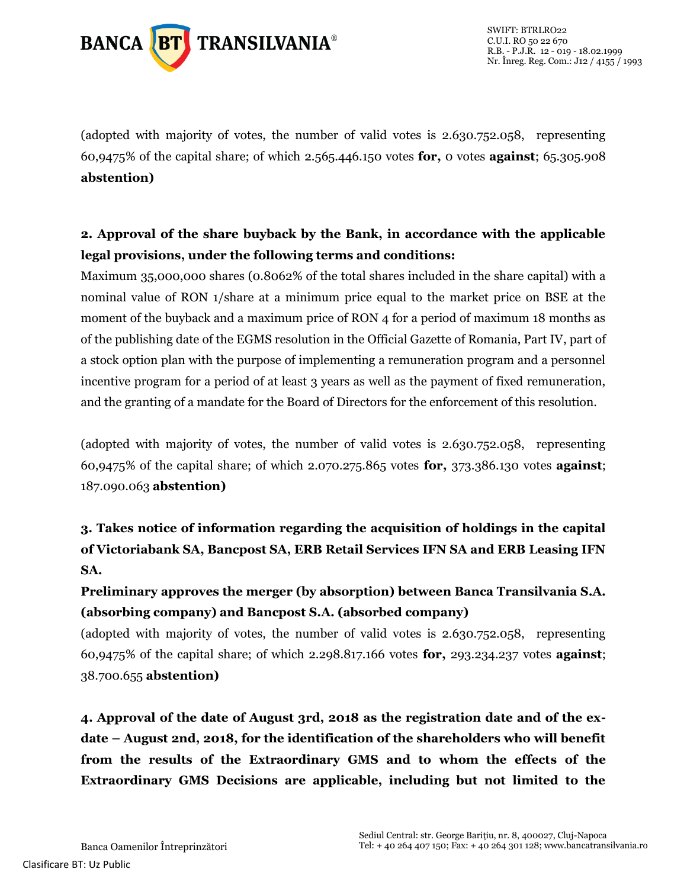(adopted with majority of votes, the number of valid votes is 2.630.752.058, representing 60,9475% of the capital share; of which 2.565.446.150 votes **for,** 0 votes **against**; 65.305.908 **abstention)**

**2. Approval of the share buyback by the Bank, in accordance with the applicable legal provisions, under the following terms and conditions:**

Maximum 35,000,000 shares (0.8062% of the total shares included in the share capital) with a nominal value of RON 1/share at a minimum price equal to the market price on BSE at the moment of the buyback and a maximum price of RON 4 for a period of maximum 18 months as of the publishing date of the EGMS resolution in the Official Gazette of Romania, Part IV, part of a stock option plan with the purpose of implementing a remuneration program and a personnel incentive program for a period of at least 3 years as well as the payment of fixed remuneration, and the granting of a mandate for the Board of Directors for the enforcement of this resolution.

(adopted with majority of votes, the number of valid votes is 2.630.752.058, representing 60,9475% of the capital share; of which 2.070.275.865 votes **for,** 373.386.130 votes **against**; 187.090.063 **abstention)**

**3. Takes notice of information regarding the acquisition of holdings in the capital of Victoriabank SA, Bancpost SA, ERB Retail Services IFN SA and ERB Leasing IFN SA.**

**Preliminary approves the merger (by absorption) between Banca Transilvania S.A. (absorbing company) and Bancpost S.A. (absorbed company)**

(adopted with majority of votes, the number of valid votes is 2.630.752.058, representing 60,9475% of the capital share; of which 2.298.817.166 votes **for,** 293.234.237 votes **against**; 38.700.655 **abstention)**

**4. Approval of the date of August 3rd, 2018 as the registration date and of the ex-date – August 2nd, 2018, for the identification of the shareholders who will benefit from the results of the Extraordinary GMS and to whom the effects of the Extraordinary GMS Decisions are applicable, including but not limited to the**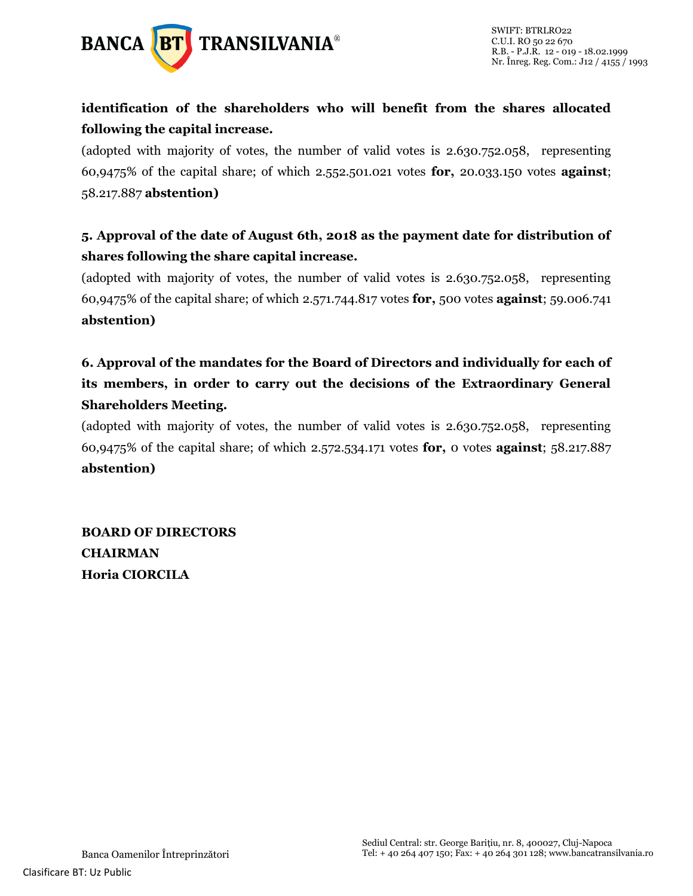**identification of the shareholders who will benefit from the shares allocated following the capital increase.**

(adopted with majority of votes, the number of valid votes is 2.630.752.058, representing 60,9475% of the capital share; of which 2.552.501.021 votes **for,** 20.033.150 votes **against**; 58.217.887 **abstention)**

**5. Approval of the date of August 6th, 2018 as the payment date for distribution of shares following the share capital increase.**

(adopted with majority of votes, the number of valid votes is 2.630.752.058, representing 60,9475% of the capital share; of which 2.571.744.817 votes **for,** 500 votes **against**; 59.006.741 **abstention)**

**6. Approval of the mandates for the Board of Directors and individually for each of its members, in order to carry out the decisions of the Extraordinary General Shareholders Meeting.**

(adopted with majority of votes, the number of valid votes is 2.630.752.058, representing 60,9475% of the capital share; of which 2.572.534.171 votes **for,** 0 votes **against**; 58.217.887 **abstention)**

**BOARD OF DIRECTORS**
**CHAIRMAN**
**Horia CIORCILA**